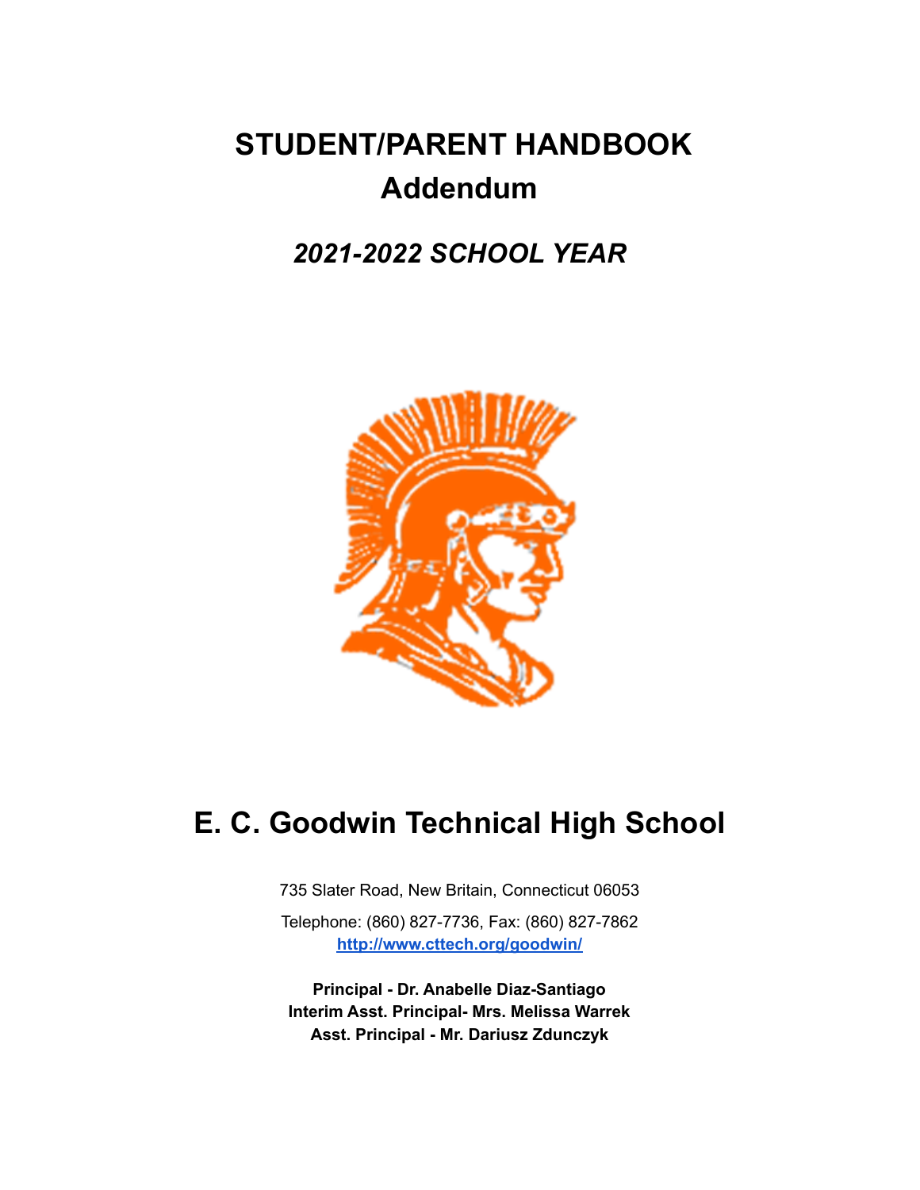# STUDENT/PARENT HANDBOOK
## Addendum

## *2021-2022 SCHOOL YEAR*

# E. C. Goodwin Technical High School

735 Slater Road, New Britain, Connecticut 06053

Telephone: (860) 827-7736, Fax: (860) 827-7862
[http://www.cttech.org/goodwin/](http://www.cttech.org/goodwin/)

**Principal - Dr. Anabelle Diaz-Santiago**
**Interim Asst. Principal- Mrs. Melissa Warrek**
**Asst. Principal - Mr. Dariusz Zdunczyk**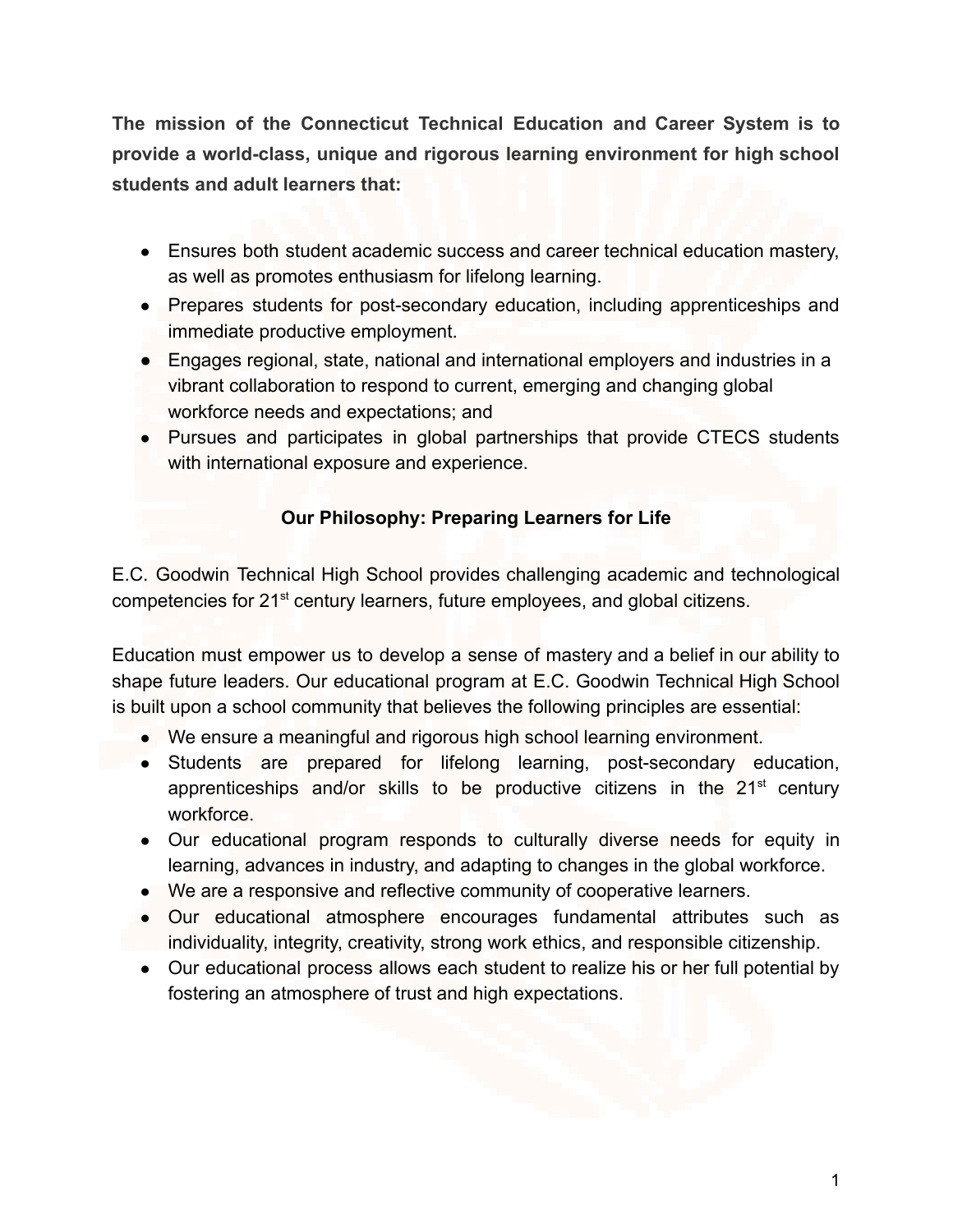**The mission of the Connecticut Technical Education and Career System is to provide a world-class, unique and rigorous learning environment for high school students and adult learners that:**

- Ensures both student academic success and career technical education mastery, as well as promotes enthusiasm for lifelong learning.
- Prepares students for post-secondary education, including apprenticeships and immediate productive employment.
- Engages regional, state, national and international employers and industries in a vibrant collaboration to respond to current, emerging and changing global workforce needs and expectations; and
- Pursues and participates in global partnerships that provide CTECS students with international exposure and experience.

## Our Philosophy: Preparing Learners for Life

E.C. Goodwin Technical High School provides challenging academic and technological competencies for 21st century learners, future employees, and global citizens.

Education must empower us to develop a sense of mastery and a belief in our ability to shape future leaders. Our educational program at E.C. Goodwin Technical High School is built upon a school community that believes the following principles are essential:

- We ensure a meaningful and rigorous high school learning environment.
- Students are prepared for lifelong learning, post-secondary education, apprenticeships and/or skills to be productive citizens in the 21st century workforce.
- Our educational program responds to culturally diverse needs for equity in learning, advances in industry, and adapting to changes in the global workforce.
- We are a responsive and reflective community of cooperative learners.
- Our educational atmosphere encourages fundamental attributes such as individuality, integrity, creativity, strong work ethics, and responsible citizenship.
- Our educational process allows each student to realize his or her full potential by fostering an atmosphere of trust and high expectations.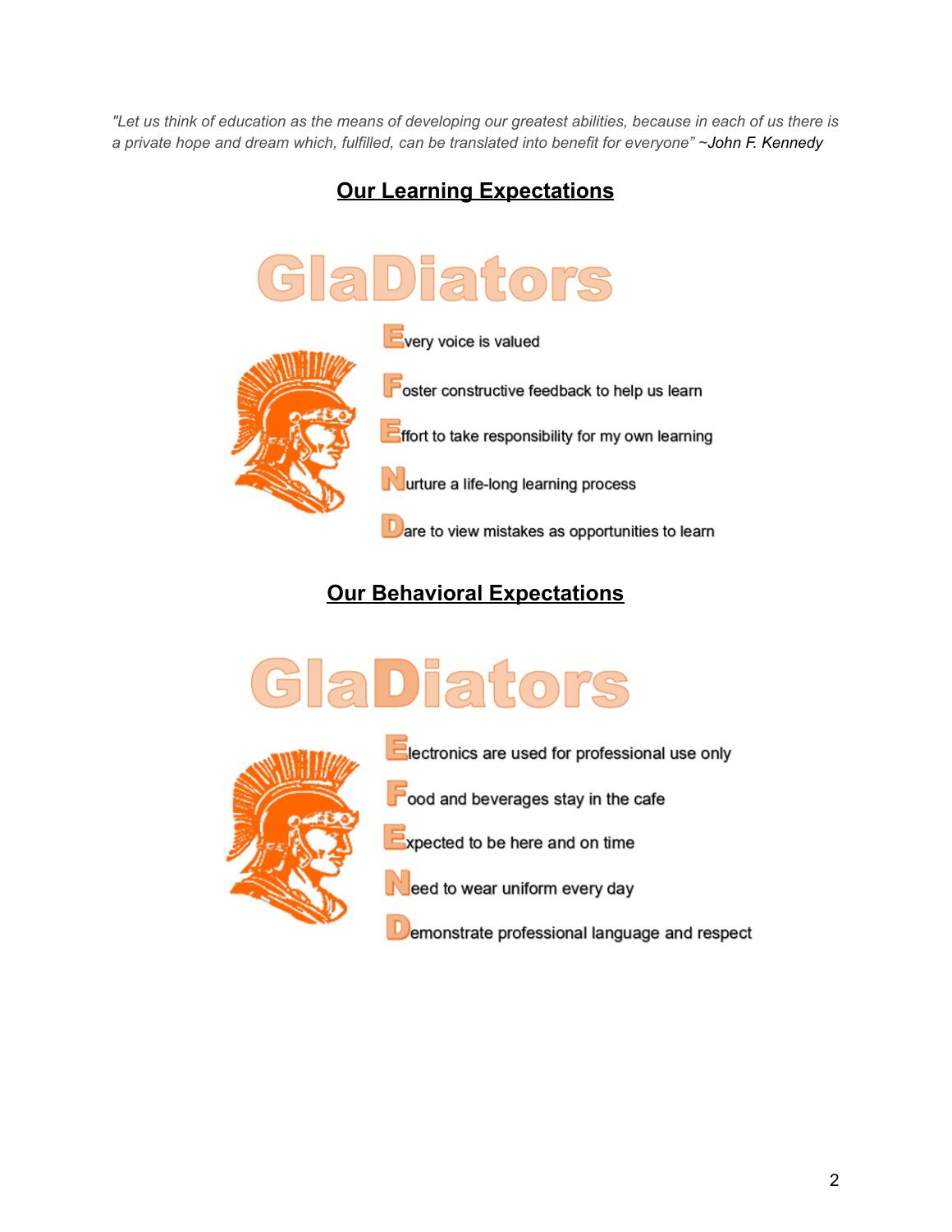*"Let us think of education as the means of developing our greatest abilities, because in each of us there is a private hope and dream which, fulfilled, can be translated into benefit for everyone"* ~*John F. Kennedy*

## Our Learning Expectations

GlaDiators

- **E**very voice is valued
- **F**oster constructive feedback to help us learn
- **E**ffort to take responsibility for my own learning
- **N**urture a life-long learning process
- **D**are to view mistakes as opportunities to learn

## Our Behavioral Expectations

GlaDiators

- **E**lectronics are used for professional use only
- **F**ood and beverages stay in the cafe
- **E**xpected to be here and on time
- **N**eed to wear uniform every day
- **D**emonstrate professional language and respect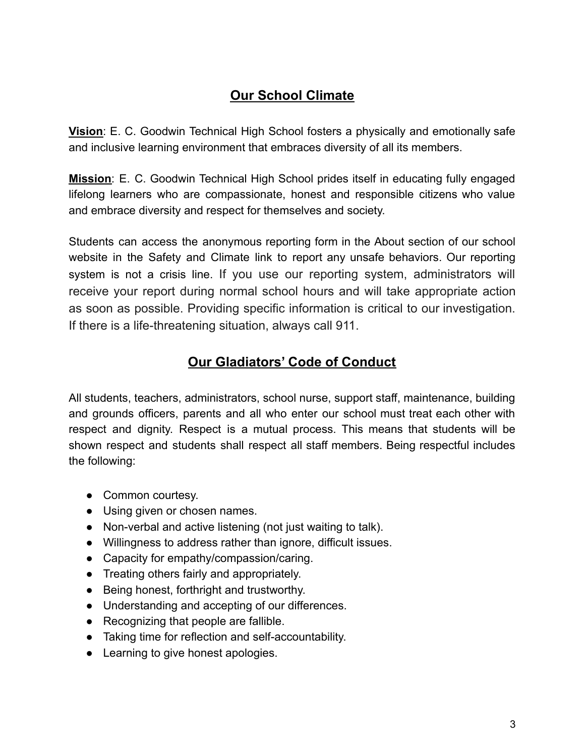## <u>Our School Climate</u>

**<u>Vision</u>**: E. C. Goodwin Technical High School fosters a physically and emotionally safe and inclusive learning environment that embraces diversity of all its members.

**<u>Mission</u>**: E. C. Goodwin Technical High School prides itself in educating fully engaged lifelong learners who are compassionate, honest and responsible citizens who value and embrace diversity and respect for themselves and society.

Students can access the anonymous reporting form in the About section of our school website in the Safety and Climate link to report any unsafe behaviors. Our reporting system is not a crisis line. If you use our reporting system, administrators will receive your report during normal school hours and will take appropriate action as soon as possible. Providing specific information is critical to our investigation. If there is a life-threatening situation, always call 911.

## <u>Our Gladiators' Code of Conduct</u>

All students, teachers, administrators, school nurse, support staff, maintenance, building and grounds officers, parents and all who enter our school must treat each other with respect and dignity. Respect is a mutual process. This means that students will be shown respect and students shall respect all staff members. Being respectful includes the following:

- Common courtesy.
- Using given or chosen names.
- Non-verbal and active listening (not just waiting to talk).
- Willingness to address rather than ignore, difficult issues.
- Capacity for empathy/compassion/caring.
- Treating others fairly and appropriately.
- Being honest, forthright and trustworthy.
- Understanding and accepting of our differences.
- Recognizing that people are fallible.
- Taking time for reflection and self-accountability.
- Learning to give honest apologies.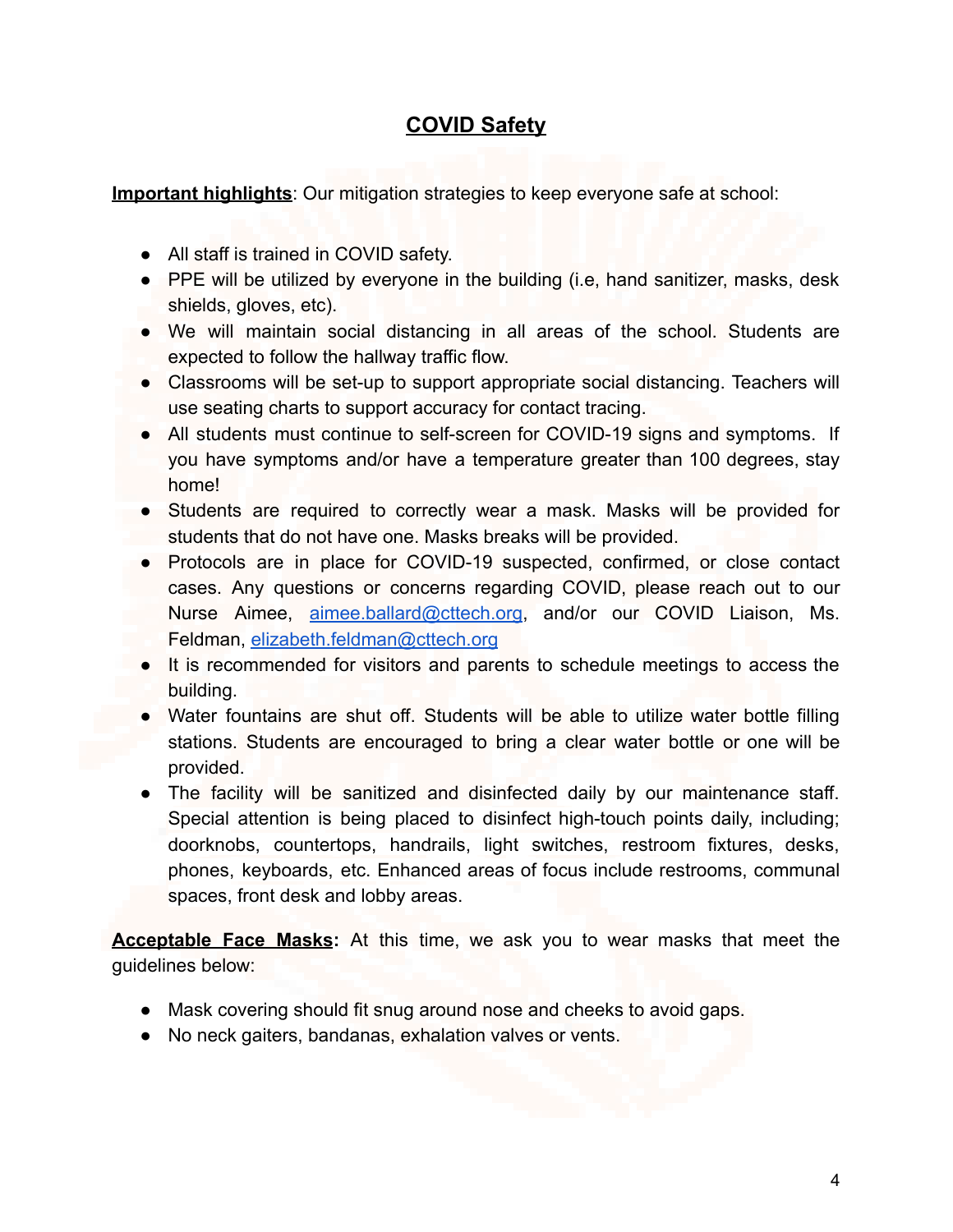# COVID Safety

**Important highlights**: Our mitigation strategies to keep everyone safe at school:

- All staff is trained in COVID safety.
- PPE will be utilized by everyone in the building (i.e, hand sanitizer, masks, desk shields, gloves, etc).
- We will maintain social distancing in all areas of the school. Students are expected to follow the hallway traffic flow.
- Classrooms will be set-up to support appropriate social distancing. Teachers will use seating charts to support accuracy for contact tracing.
- All students must continue to self-screen for COVID-19 signs and symptoms. If you have symptoms and/or have a temperature greater than 100 degrees, stay home!
- Students are required to correctly wear a mask. Masks will be provided for students that do not have one. Masks breaks will be provided.
- Protocols are in place for COVID-19 suspected, confirmed, or close contact cases. Any questions or concerns regarding COVID, please reach out to our Nurse Aimee, aimee.ballard@cttech.org, and/or our COVID Liaison, Ms. Feldman, elizabeth.feldman@cttech.org
- It is recommended for visitors and parents to schedule meetings to access the building.
- Water fountains are shut off. Students will be able to utilize water bottle filling stations. Students are encouraged to bring a clear water bottle or one will be provided.
- The facility will be sanitized and disinfected daily by our maintenance staff. Special attention is being placed to disinfect high-touch points daily, including; doorknobs, countertops, handrails, light switches, restroom fixtures, desks, phones, keyboards, etc. Enhanced areas of focus include restrooms, communal spaces, front desk and lobby areas.

**Acceptable Face Masks:** At this time, we ask you to wear masks that meet the guidelines below:

- Mask covering should fit snug around nose and cheeks to avoid gaps.
- No neck gaiters, bandanas, exhalation valves or vents.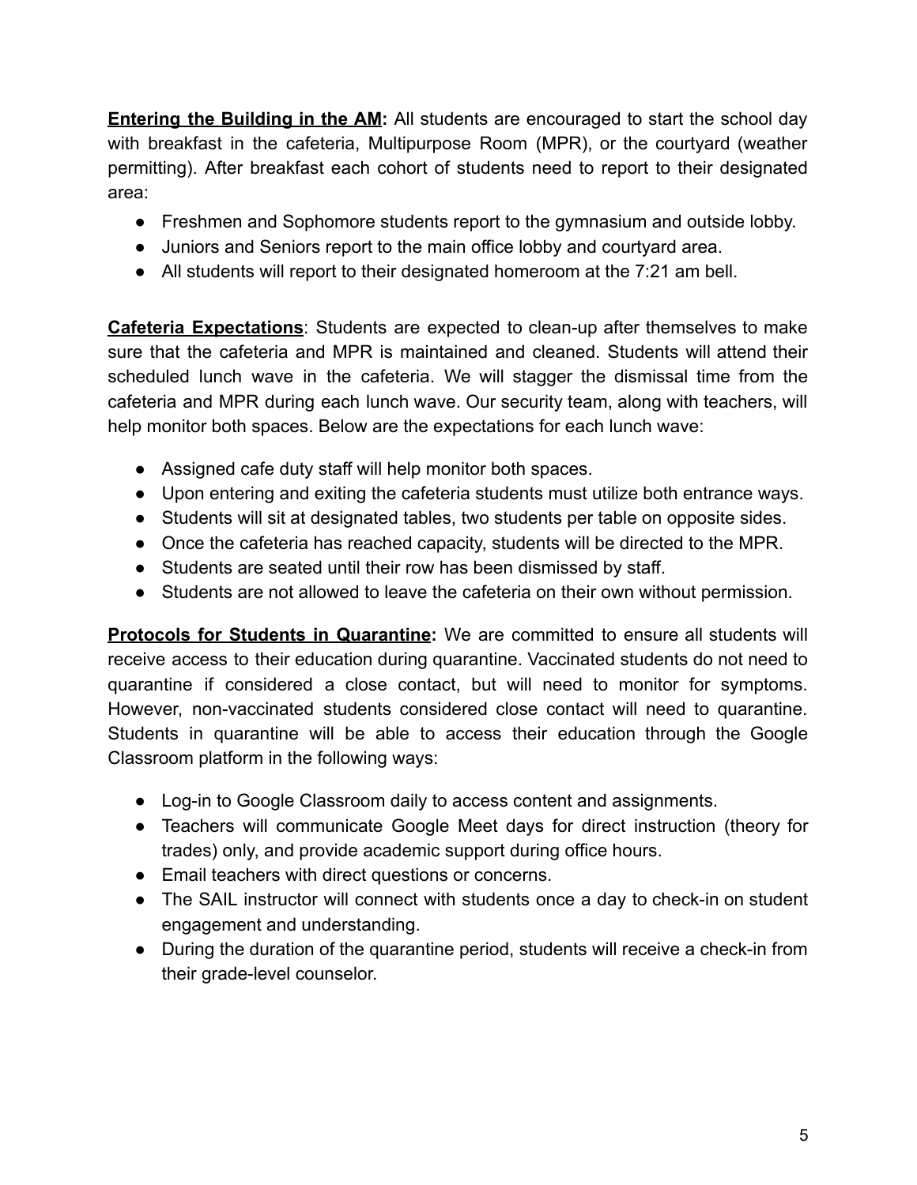**Entering the Building in the AM:** All students are encouraged to start the school day with breakfast in the cafeteria, Multipurpose Room (MPR), or the courtyard (weather permitting). After breakfast each cohort of students need to report to their designated area:

- Freshmen and Sophomore students report to the gymnasium and outside lobby.
- Juniors and Seniors report to the main office lobby and courtyard area.
- All students will report to their designated homeroom at the 7:21 am bell.

**Cafeteria Expectations**: Students are expected to clean-up after themselves to make sure that the cafeteria and MPR is maintained and cleaned. Students will attend their scheduled lunch wave in the cafeteria. We will stagger the dismissal time from the cafeteria and MPR during each lunch wave. Our security team, along with teachers, will help monitor both spaces. Below are the expectations for each lunch wave:

- Assigned cafe duty staff will help monitor both spaces.
- Upon entering and exiting the cafeteria students must utilize both entrance ways.
- Students will sit at designated tables, two students per table on opposite sides.
- Once the cafeteria has reached capacity, students will be directed to the MPR.
- Students are seated until their row has been dismissed by staff.
- Students are not allowed to leave the cafeteria on their own without permission.

**Protocols for Students in Quarantine:** We are committed to ensure all students will receive access to their education during quarantine. Vaccinated students do not need to quarantine if considered a close contact, but will need to monitor for symptoms. However, non-vaccinated students considered close contact will need to quarantine. Students in quarantine will be able to access their education through the Google Classroom platform in the following ways:

- Log-in to Google Classroom daily to access content and assignments.
- Teachers will communicate Google Meet days for direct instruction (theory for trades) only, and provide academic support during office hours.
- Email teachers with direct questions or concerns.
- The SAIL instructor will connect with students once a day to check-in on student engagement and understanding.
- During the duration of the quarantine period, students will receive a check-in from their grade-level counselor.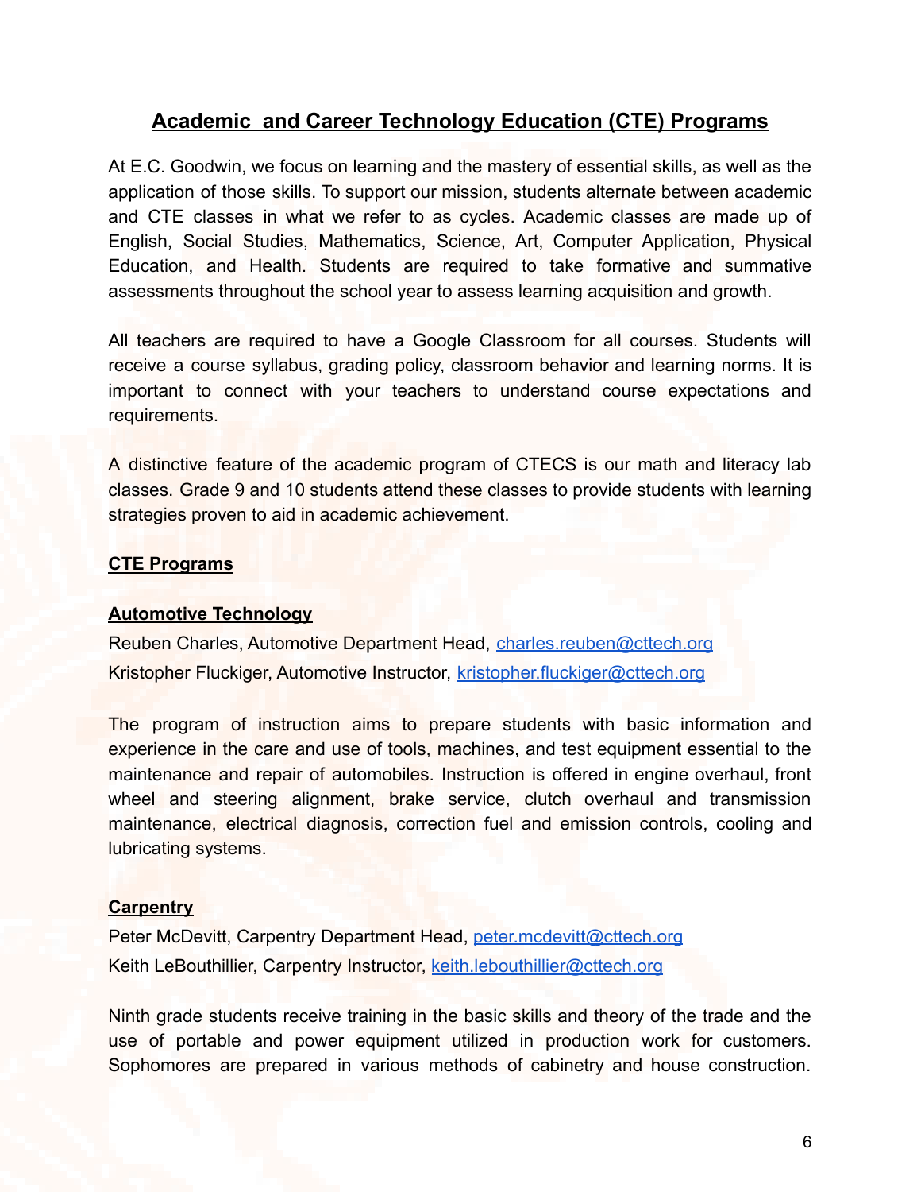## Academic and Career Technology Education (CTE) Programs

At E.C. Goodwin, we focus on learning and the mastery of essential skills, as well as the application of those skills. To support our mission, students alternate between academic and CTE classes in what we refer to as cycles. Academic classes are made up of English, Social Studies, Mathematics, Science, Art, Computer Application, Physical Education, and Health. Students are required to take formative and summative assessments throughout the school year to assess learning acquisition and growth.

All teachers are required to have a Google Classroom for all courses. Students will receive a course syllabus, grading policy, classroom behavior and learning norms. It is important to connect with your teachers to understand course expectations and requirements.

A distinctive feature of the academic program of CTECS is our math and literacy lab classes. Grade 9 and 10 students attend these classes to provide students with learning strategies proven to aid in academic achievement.

### CTE Programs

#### Automotive Technology

Reuben Charles, Automotive Department Head, charles.reuben@cttech.org
Kristopher Fluckiger, Automotive Instructor, kristopher.fluckiger@cttech.org

The program of instruction aims to prepare students with basic information and experience in the care and use of tools, machines, and test equipment essential to the maintenance and repair of automobiles. Instruction is offered in engine overhaul, front wheel and steering alignment, brake service, clutch overhaul and transmission maintenance, electrical diagnosis, correction fuel and emission controls, cooling and lubricating systems.

#### Carpentry

Peter McDevitt, Carpentry Department Head, peter.mcdevitt@cttech.org
Keith LeBouthillier, Carpentry Instructor, keith.lebouthillier@cttech.org

Ninth grade students receive training in the basic skills and theory of the trade and the use of portable and power equipment utilized in production work for customers. Sophomores are prepared in various methods of cabinetry and house construction.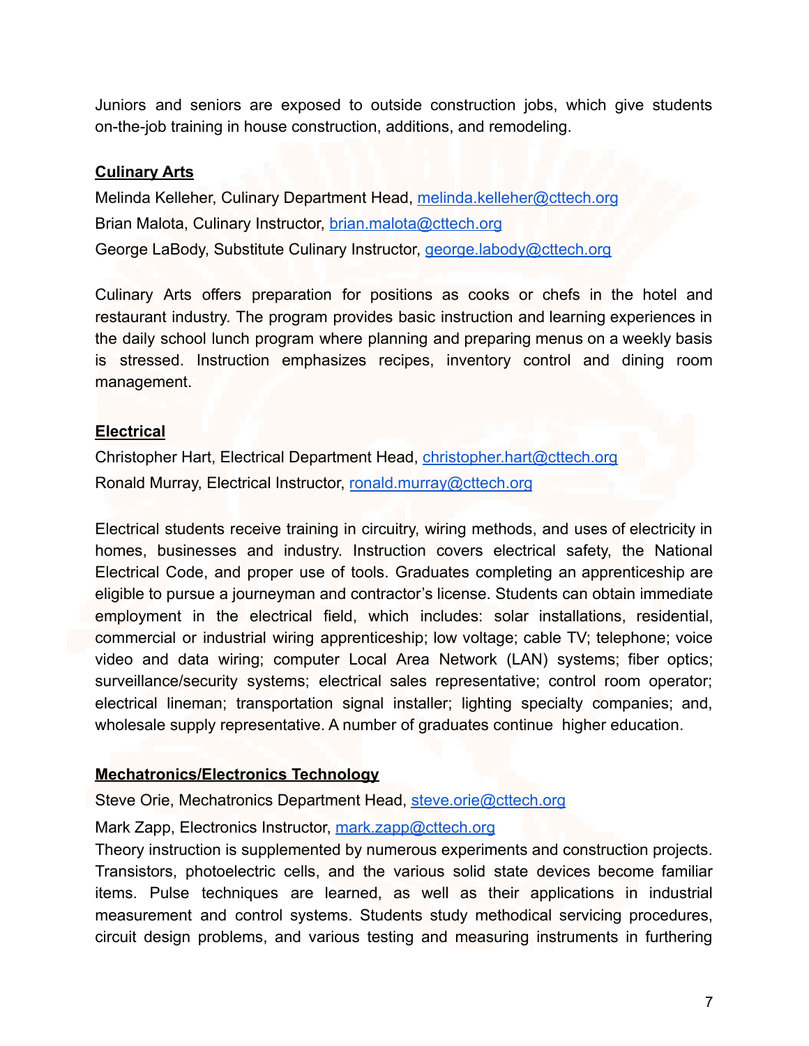Juniors and seniors are exposed to outside construction jobs, which give students on-the-job training in house construction, additions, and remodeling.

**Culinary Arts**

Melinda Kelleher, Culinary Department Head, melinda.kelleher@cttech.org

Brian Malota, Culinary Instructor, brian.malota@cttech.org

George LaBody, Substitute Culinary Instructor, george.labody@cttech.org

Culinary Arts offers preparation for positions as cooks or chefs in the hotel and restaurant industry. The program provides basic instruction and learning experiences in the daily school lunch program where planning and preparing menus on a weekly basis is stressed. Instruction emphasizes recipes, inventory control and dining room management.

**Electrical**

Christopher Hart, Electrical Department Head, christopher.hart@cttech.org

Ronald Murray, Electrical Instructor, ronald.murray@cttech.org

Electrical students receive training in circuitry, wiring methods, and uses of electricity in homes, businesses and industry. Instruction covers electrical safety, the National Electrical Code, and proper use of tools. Graduates completing an apprenticeship are eligible to pursue a journeyman and contractor's license. Students can obtain immediate employment in the electrical field, which includes: solar installations, residential, commercial or industrial wiring apprenticeship; low voltage; cable TV; telephone; voice video and data wiring; computer Local Area Network (LAN) systems; fiber optics; surveillance/security systems; electrical sales representative; control room operator; electrical lineman; transportation signal installer; lighting specialty companies; and, wholesale supply representative. A number of graduates continue higher education.

**Mechatronics/Electronics Technology**

Steve Orie, Mechatronics Department Head, steve.orie@cttech.org

Mark Zapp, Electronics Instructor, mark.zapp@cttech.org

Theory instruction is supplemented by numerous experiments and construction projects. Transistors, photoelectric cells, and the various solid state devices become familiar items. Pulse techniques are learned, as well as their applications in industrial measurement and control systems. Students study methodical servicing procedures, circuit design problems, and various testing and measuring instruments in furthering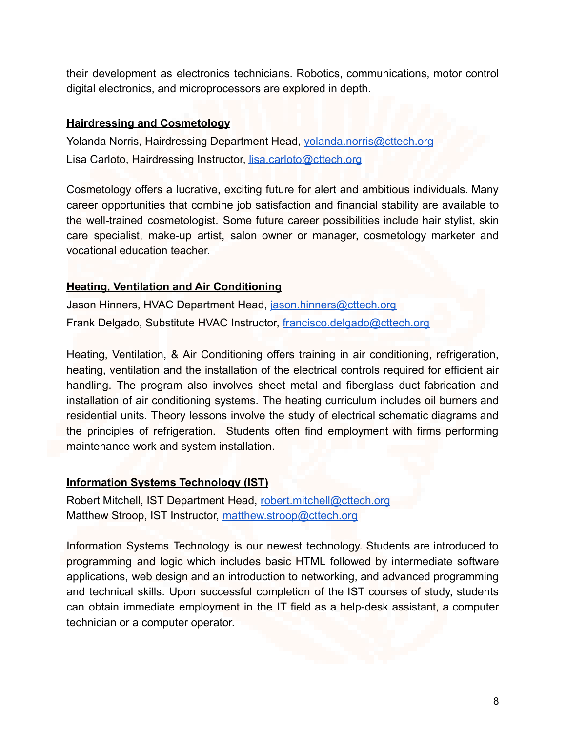their development as electronics technicians. Robotics, communications, motor control digital electronics, and microprocessors are explored in depth.

### Hairdressing and Cosmetology

Yolanda Norris, Hairdressing Department Head, yolanda.norris@cttech.org
Lisa Carloto, Hairdressing Instructor, lisa.carloto@cttech.org

Cosmetology offers a lucrative, exciting future for alert and ambitious individuals. Many career opportunities that combine job satisfaction and financial stability are available to the well-trained cosmetologist. Some future career possibilities include hair stylist, skin care specialist, make-up artist, salon owner or manager, cosmetology marketer and vocational education teacher.

### Heating, Ventilation and Air Conditioning

Jason Hinners, HVAC Department Head, jason.hinners@cttech.org
Frank Delgado, Substitute HVAC Instructor, francisco.delgado@cttech.org

Heating, Ventilation, & Air Conditioning offers training in air conditioning, refrigeration, heating, ventilation and the installation of the electrical controls required for efficient air handling. The program also involves sheet metal and fiberglass duct fabrication and installation of air conditioning systems. The heating curriculum includes oil burners and residential units. Theory lessons involve the study of electrical schematic diagrams and the principles of refrigeration. Students often find employment with firms performing maintenance work and system installation.

### Information Systems Technology (IST)

Robert Mitchell, IST Department Head, robert.mitchell@cttech.org
Matthew Stroop, IST Instructor, matthew.stroop@cttech.org

Information Systems Technology is our newest technology. Students are introduced to programming and logic which includes basic HTML followed by intermediate software applications, web design and an introduction to networking, and advanced programming and technical skills. Upon successful completion of the IST courses of study, students can obtain immediate employment in the IT field as a help-desk assistant, a computer technician or a computer operator.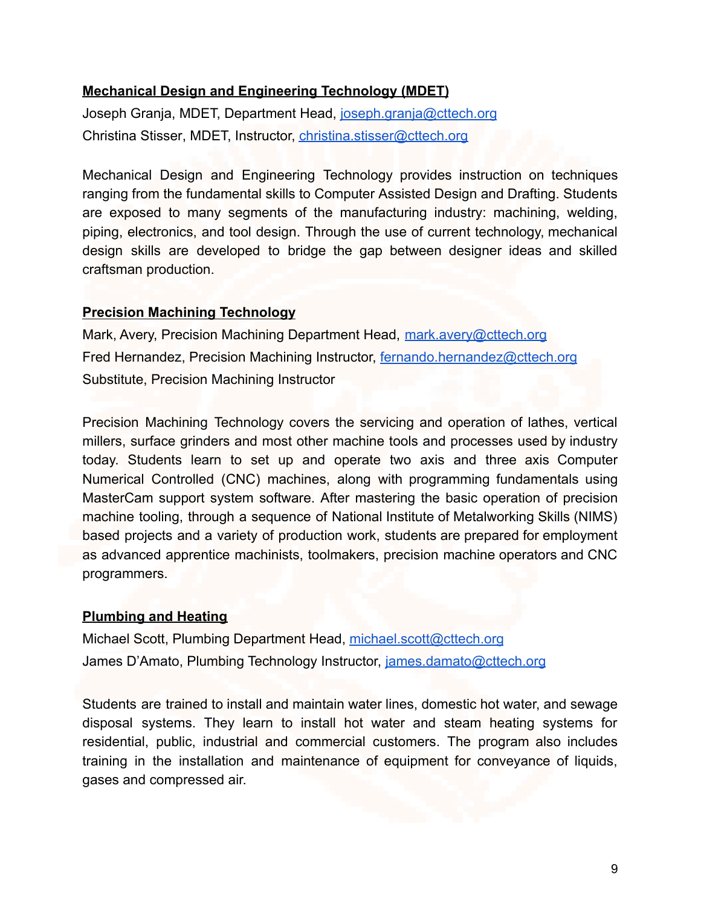**Mechanical Design and Engineering Technology (MDET)**

Joseph Granja, MDET, Department Head, joseph.granja@cttech.org

Christina Stisser, MDET, Instructor, christina.stisser@cttech.org

Mechanical Design and Engineering Technology provides instruction on techniques ranging from the fundamental skills to Computer Assisted Design and Drafting. Students are exposed to many segments of the manufacturing industry: machining, welding, piping, electronics, and tool design. Through the use of current technology, mechanical design skills are developed to bridge the gap between designer ideas and skilled craftsman production.

**Precision Machining Technology**

Mark, Avery, Precision Machining Department Head, mark.avery@cttech.org

Fred Hernandez, Precision Machining Instructor, fernando.hernandez@cttech.org

Substitute, Precision Machining Instructor

Precision Machining Technology covers the servicing and operation of lathes, vertical millers, surface grinders and most other machine tools and processes used by industry today. Students learn to set up and operate two axis and three axis Computer Numerical Controlled (CNC) machines, along with programming fundamentals using MasterCam support system software. After mastering the basic operation of precision machine tooling, through a sequence of National Institute of Metalworking Skills (NIMS) based projects and a variety of production work, students are prepared for employment as advanced apprentice machinists, toolmakers, precision machine operators and CNC programmers.

**Plumbing and Heating**

Michael Scott, Plumbing Department Head, michael.scott@cttech.org

James D'Amato, Plumbing Technology Instructor, james.damato@cttech.org

Students are trained to install and maintain water lines, domestic hot water, and sewage disposal systems. They learn to install hot water and steam heating systems for residential, public, industrial and commercial customers. The program also includes training in the installation and maintenance of equipment for conveyance of liquids, gases and compressed air.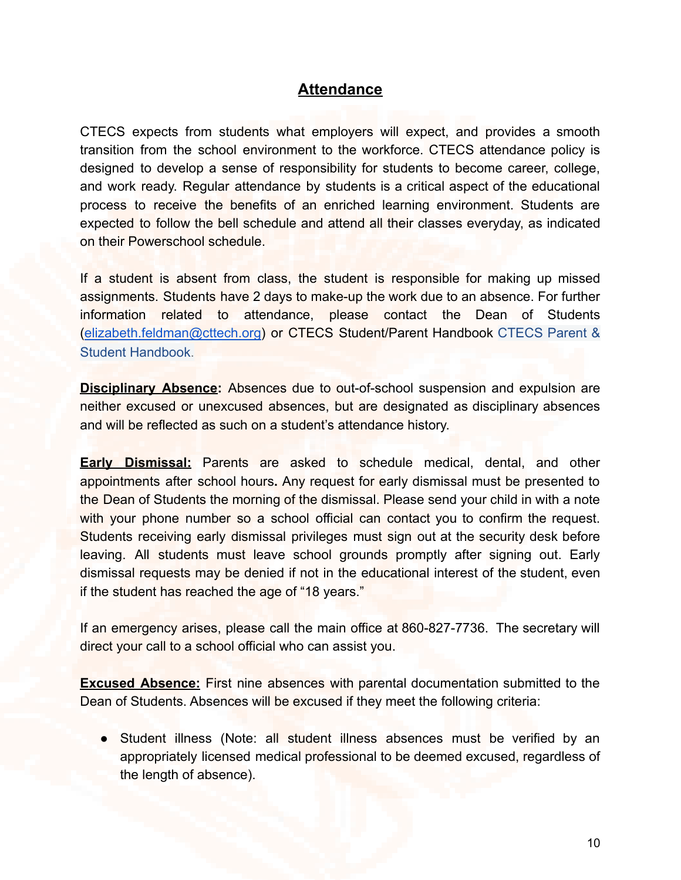## Attendance

CTECS expects from students what employers will expect, and provides a smooth transition from the school environment to the workforce. CTECS attendance policy is designed to develop a sense of responsibility for students to become career, college, and work ready. Regular attendance by students is a critical aspect of the educational process to receive the benefits of an enriched learning environment. Students are expected to follow the bell schedule and attend all their classes everyday, as indicated on their Powerschool schedule.

If a student is absent from class, the student is responsible for making up missed assignments. Students have 2 days to make-up the work due to an absence. For further information related to attendance, please contact the Dean of Students (elizabeth.feldman@cttech.org) or CTECS Student/Parent Handbook CTECS Parent & Student Handbook.

**Disciplinary Absence:** Absences due to out-of-school suspension and expulsion are neither excused or unexcused absences, but are designated as disciplinary absences and will be reflected as such on a student's attendance history.

**Early Dismissal:** Parents are asked to schedule medical, dental, and other appointments after school hours**.** Any request for early dismissal must be presented to the Dean of Students the morning of the dismissal. Please send your child in with a note with your phone number so a school official can contact you to confirm the request. Students receiving early dismissal privileges must sign out at the security desk before leaving. All students must leave school grounds promptly after signing out. Early dismissal requests may be denied if not in the educational interest of the student, even if the student has reached the age of "18 years."

If an emergency arises, please call the main office at 860-827-7736. The secretary will direct your call to a school official who can assist you.

**Excused Absence:** First nine absences with parental documentation submitted to the Dean of Students. Absences will be excused if they meet the following criteria:

- Student illness (Note: all student illness absences must be verified by an appropriately licensed medical professional to be deemed excused, regardless of the length of absence).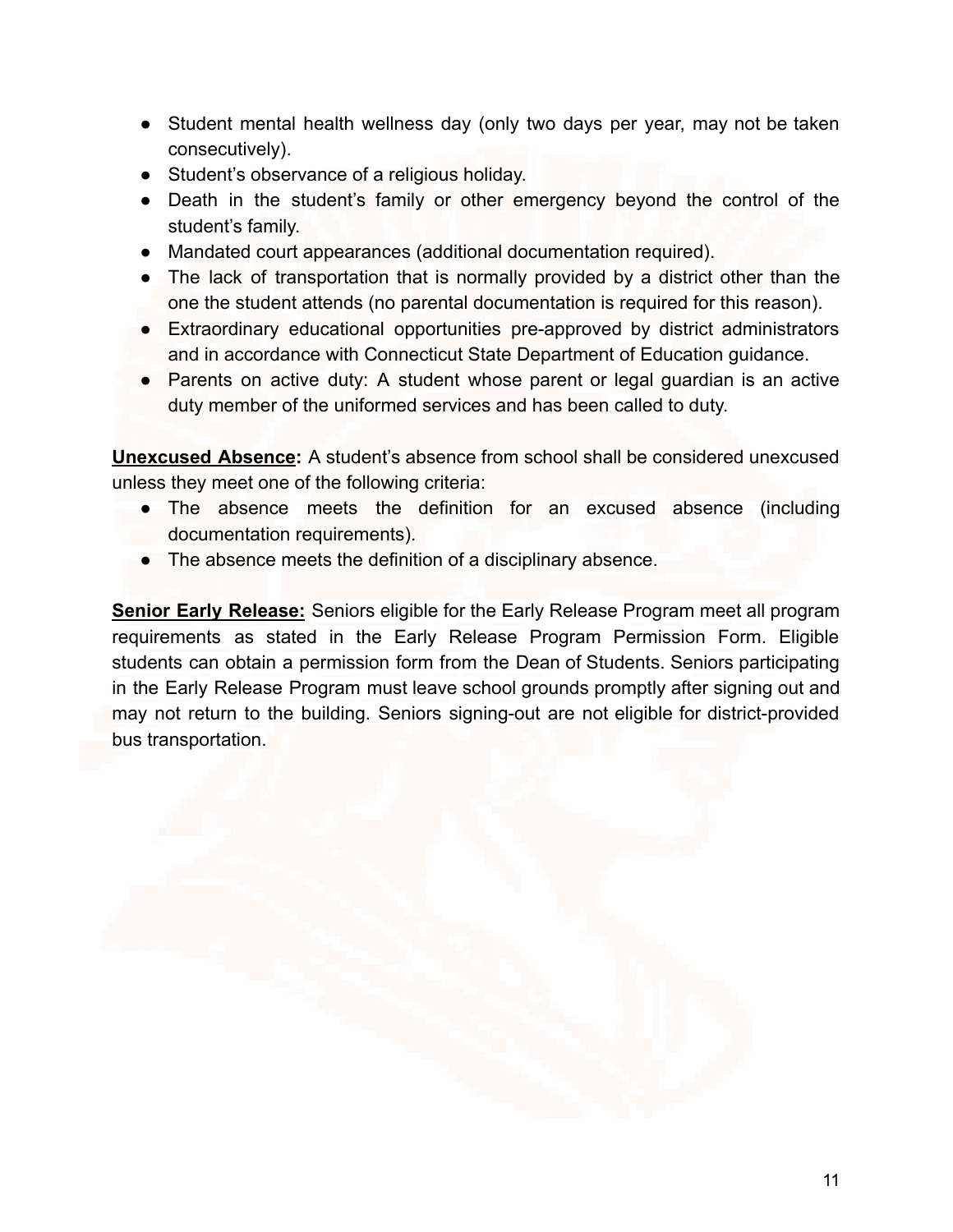- Student mental health wellness day (only two days per year, may not be taken consecutively).
- Student's observance of a religious holiday.
- Death in the student's family or other emergency beyond the control of the student's family.
- Mandated court appearances (additional documentation required).
- The lack of transportation that is normally provided by a district other than the one the student attends (no parental documentation is required for this reason).
- Extraordinary educational opportunities pre-approved by district administrators and in accordance with Connecticut State Department of Education guidance.
- Parents on active duty: A student whose parent or legal guardian is an active duty member of the uniformed services and has been called to duty.

**Unexcused Absence:** A student's absence from school shall be considered unexcused unless they meet one of the following criteria:

- The absence meets the definition for an excused absence (including documentation requirements).
- The absence meets the definition of a disciplinary absence.

**Senior Early Release:** Seniors eligible for the Early Release Program meet all program requirements as stated in the Early Release Program Permission Form. Eligible students can obtain a permission form from the Dean of Students. Seniors participating in the Early Release Program must leave school grounds promptly after signing out and may not return to the building. Seniors signing-out are not eligible for district-provided bus transportation.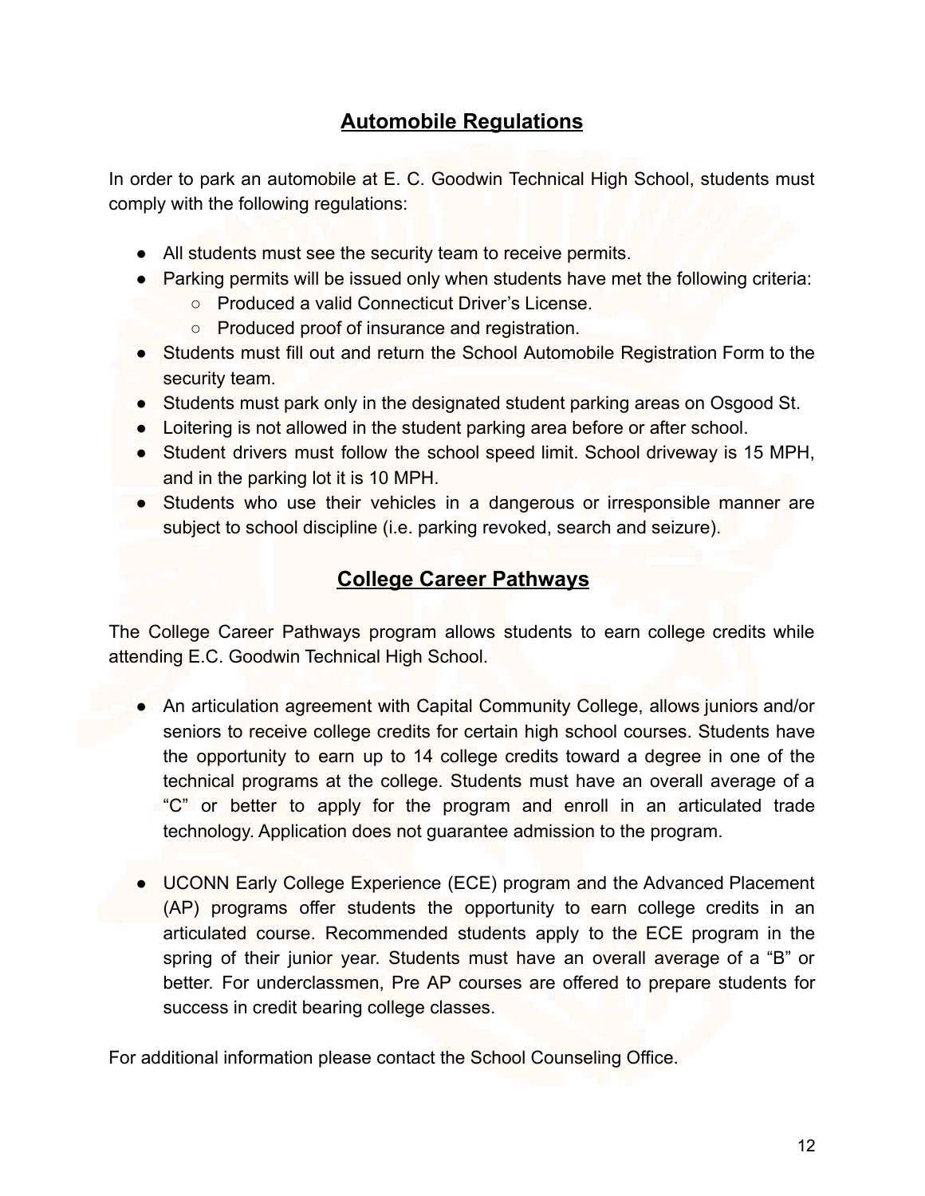## Automobile Regulations

In order to park an automobile at E. C. Goodwin Technical High School, students must comply with the following regulations:

- All students must see the security team to receive permits.
- Parking permits will be issued only when students have met the following criteria:
    - Produced a valid Connecticut Driver's License.
    - Produced proof of insurance and registration.
- Students must fill out and return the School Automobile Registration Form to the security team.
- Students must park only in the designated student parking areas on Osgood St.
- Loitering is not allowed in the student parking area before or after school.
- Student drivers must follow the school speed limit. School driveway is 15 MPH, and in the parking lot it is 10 MPH.
- Students who use their vehicles in a dangerous or irresponsible manner are subject to school discipline (i.e. parking revoked, search and seizure).

## College Career Pathways

The College Career Pathways program allows students to earn college credits while attending E.C. Goodwin Technical High School.

- An articulation agreement with Capital Community College, allows juniors and/or seniors to receive college credits for certain high school courses. Students have the opportunity to earn up to 14 college credits toward a degree in one of the technical programs at the college. Students must have an overall average of a "C" or better to apply for the program and enroll in an articulated trade technology. Application does not guarantee admission to the program.

- UCONN Early College Experience (ECE) program and the Advanced Placement (AP) programs offer students the opportunity to earn college credits in an articulated course. Recommended students apply to the ECE program in the spring of their junior year. Students must have an overall average of a "B" or better. For underclassmen, Pre AP courses are offered to prepare students for success in credit bearing college classes.

For additional information please contact the School Counseling Office.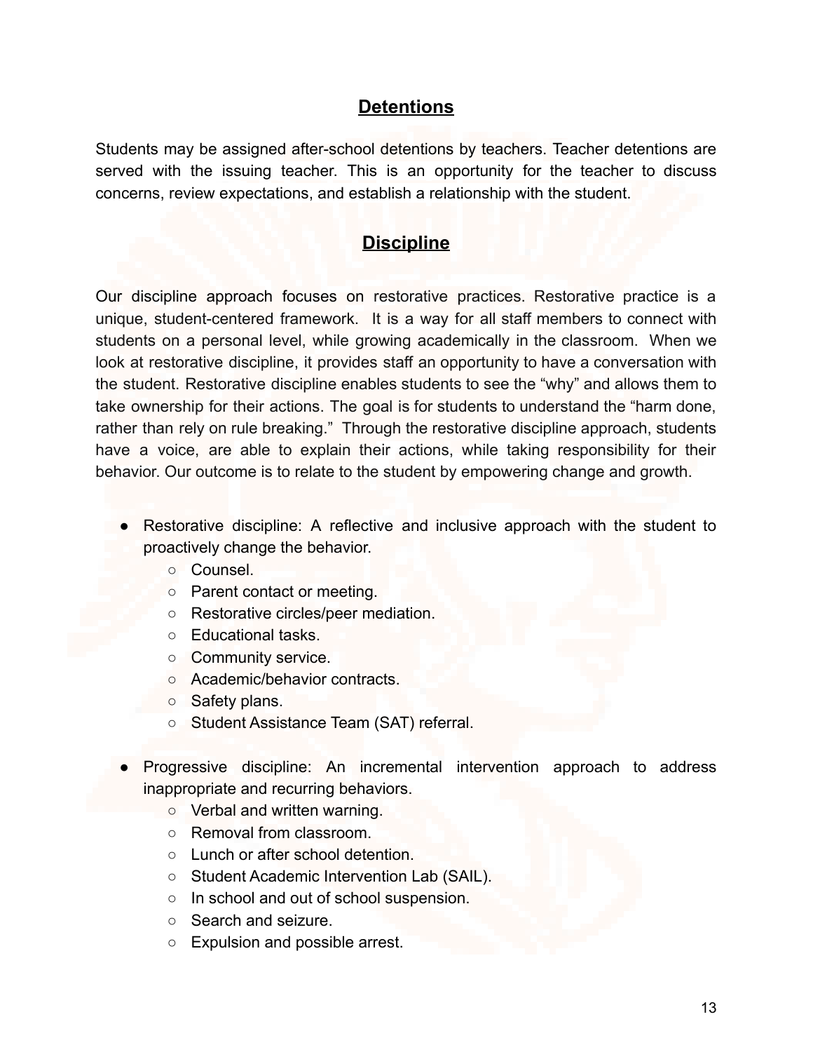## Detentions

Students may be assigned after-school detentions by teachers. Teacher detentions are served with the issuing teacher. This is an opportunity for the teacher to discuss concerns, review expectations, and establish a relationship with the student.

## Discipline

Our discipline approach focuses on restorative practices. Restorative practice is a unique, student-centered framework. It is a way for all staff members to connect with students on a personal level, while growing academically in the classroom. When we look at restorative discipline, it provides staff an opportunity to have a conversation with the student. Restorative discipline enables students to see the "why" and allows them to take ownership for their actions. The goal is for students to understand the "harm done, rather than rely on rule breaking." Through the restorative discipline approach, students have a voice, are able to explain their actions, while taking responsibility for their behavior. Our outcome is to relate to the student by empowering change and growth.

- Restorative discipline: A reflective and inclusive approach with the student to proactively change the behavior.
  - Counsel.
  - Parent contact or meeting.
  - Restorative circles/peer mediation.
  - Educational tasks.
  - Community service.
  - Academic/behavior contracts.
  - Safety plans.
  - Student Assistance Team (SAT) referral.

- Progressive discipline: An incremental intervention approach to address inappropriate and recurring behaviors.
  - Verbal and written warning.
  - Removal from classroom.
  - Lunch or after school detention.
  - Student Academic Intervention Lab (SAIL).
  - In school and out of school suspension.
  - Search and seizure.
  - Expulsion and possible arrest.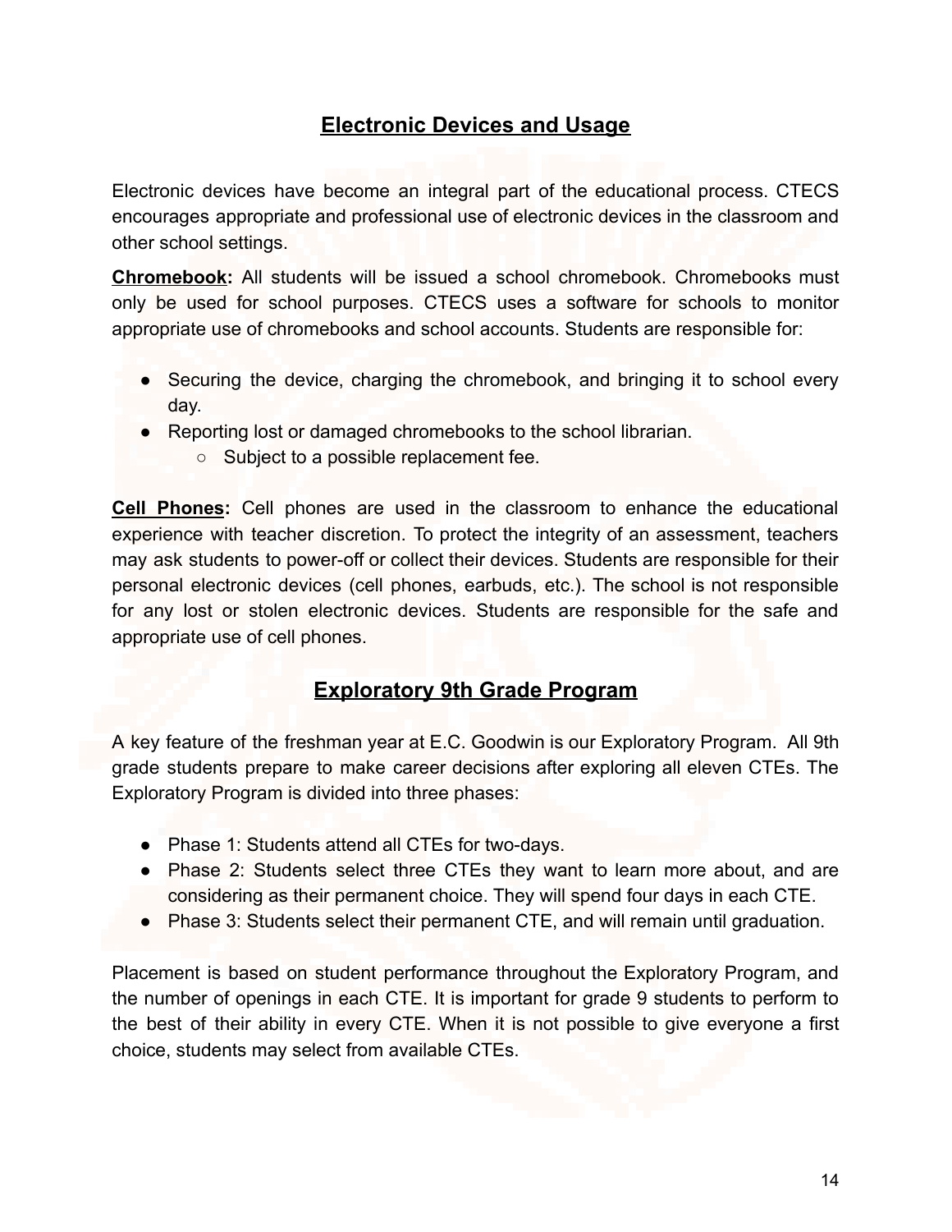## Electronic Devices and Usage

Electronic devices have become an integral part of the educational process. CTECS encourages appropriate and professional use of electronic devices in the classroom and other school settings.

**Chromebook:** All students will be issued a school chromebook. Chromebooks must only be used for school purposes. CTECS uses a software for schools to monitor appropriate use of chromebooks and school accounts. Students are responsible for:

- Securing the device, charging the chromebook, and bringing it to school every day.
- Reporting lost or damaged chromebooks to the school librarian.
  - Subject to a possible replacement fee.

**Cell Phones:** Cell phones are used in the classroom to enhance the educational experience with teacher discretion. To protect the integrity of an assessment, teachers may ask students to power-off or collect their devices. Students are responsible for their personal electronic devices (cell phones, earbuds, etc.). The school is not responsible for any lost or stolen electronic devices. Students are responsible for the safe and appropriate use of cell phones.

## Exploratory 9th Grade Program

A key feature of the freshman year at E.C. Goodwin is our Exploratory Program. All 9th grade students prepare to make career decisions after exploring all eleven CTEs. The Exploratory Program is divided into three phases:

- Phase 1: Students attend all CTEs for two-days.
- Phase 2: Students select three CTEs they want to learn more about, and are considering as their permanent choice. They will spend four days in each CTE.
- Phase 3: Students select their permanent CTE, and will remain until graduation.

Placement is based on student performance throughout the Exploratory Program, and the number of openings in each CTE. It is important for grade 9 students to perform to the best of their ability in every CTE. When it is not possible to give everyone a first choice, students may select from available CTEs.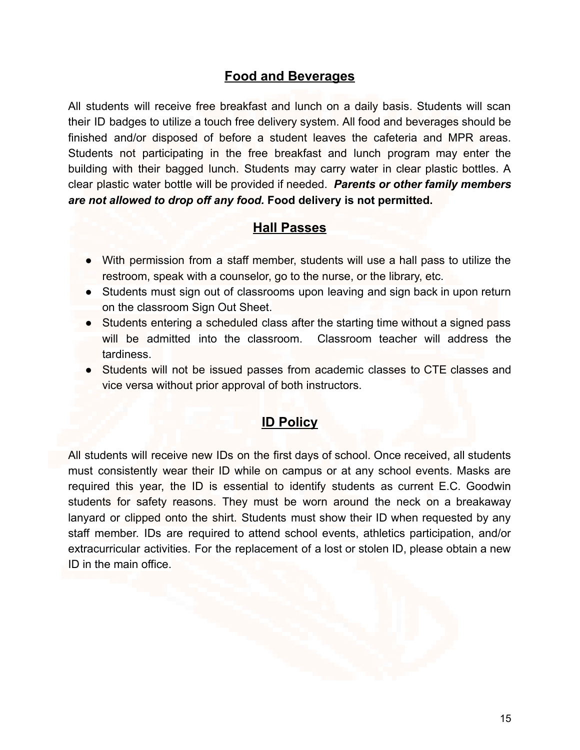## Food and Beverages

All students will receive free breakfast and lunch on a daily basis. Students will scan their ID badges to utilize a touch free delivery system. All food and beverages should be finished and/or disposed of before a student leaves the cafeteria and MPR areas. Students not participating in the free breakfast and lunch program may enter the building with their bagged lunch. Students may carry water in clear plastic bottles. A clear plastic water bottle will be provided if needed. ***Parents or other family members are not allowed to drop off any food.*** **Food delivery is not permitted.**

## Hall Passes

- With permission from a staff member, students will use a hall pass to utilize the restroom, speak with a counselor, go to the nurse, or the library, etc.
- Students must sign out of classrooms upon leaving and sign back in upon return on the classroom Sign Out Sheet.
- Students entering a scheduled class after the starting time without a signed pass will be admitted into the classroom. Classroom teacher will address the tardiness.
- Students will not be issued passes from academic classes to CTE classes and vice versa without prior approval of both instructors.

## ID Policy

All students will receive new IDs on the first days of school. Once received, all students must consistently wear their ID while on campus or at any school events. Masks are required this year, the ID is essential to identify students as current E.C. Goodwin students for safety reasons. They must be worn around the neck on a breakaway lanyard or clipped onto the shirt. Students must show their ID when requested by any staff member. IDs are required to attend school events, athletics participation, and/or extracurricular activities. For the replacement of a lost or stolen ID, please obtain a new ID in the main office.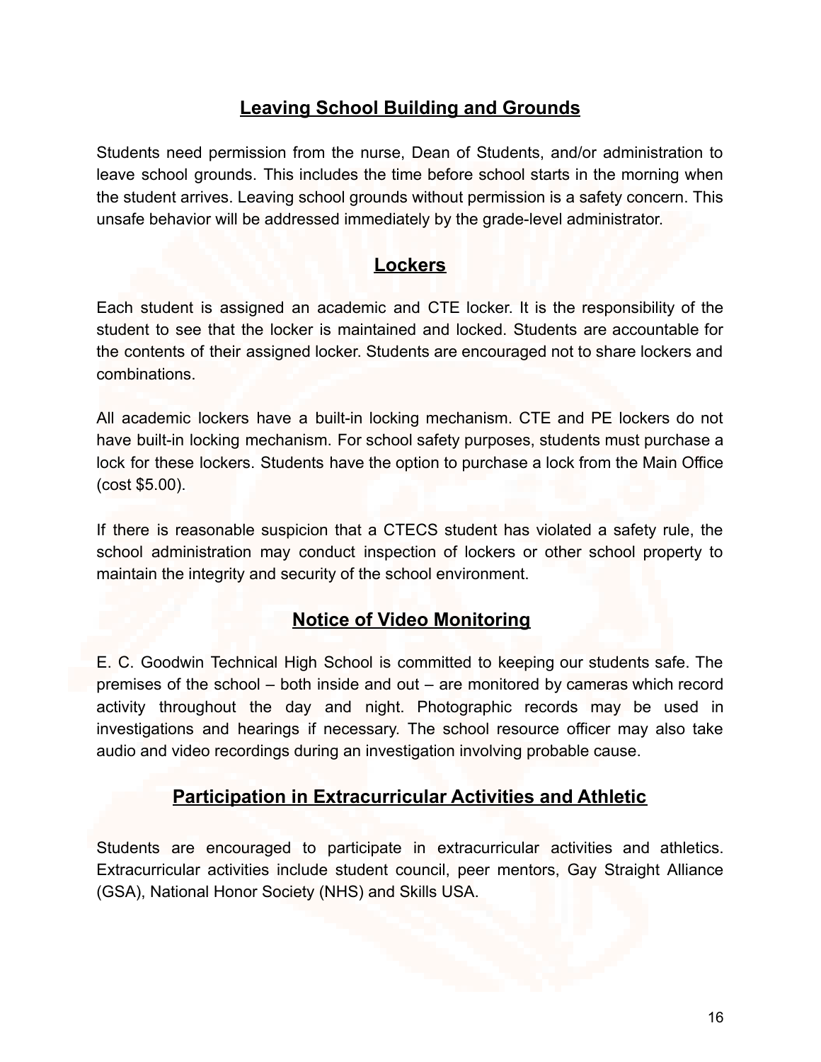## Leaving School Building and Grounds

Students need permission from the nurse, Dean of Students, and/or administration to leave school grounds. This includes the time before school starts in the morning when the student arrives. Leaving school grounds without permission is a safety concern. This unsafe behavior will be addressed immediately by the grade-level administrator.

## Lockers

Each student is assigned an academic and CTE locker. It is the responsibility of the student to see that the locker is maintained and locked. Students are accountable for the contents of their assigned locker. Students are encouraged not to share lockers and combinations.

All academic lockers have a built-in locking mechanism. CTE and PE lockers do not have built-in locking mechanism. For school safety purposes, students must purchase a lock for these lockers. Students have the option to purchase a lock from the Main Office (cost $5.00).

If there is reasonable suspicion that a CTECS student has violated a safety rule, the school administration may conduct inspection of lockers or other school property to maintain the integrity and security of the school environment.

## Notice of Video Monitoring

E. C. Goodwin Technical High School is committed to keeping our students safe. The premises of the school – both inside and out – are monitored by cameras which record activity throughout the day and night. Photographic records may be used in investigations and hearings if necessary. The school resource officer may also take audio and video recordings during an investigation involving probable cause.

## Participation in Extracurricular Activities and Athletic

Students are encouraged to participate in extracurricular activities and athletics. Extracurricular activities include student council, peer mentors, Gay Straight Alliance (GSA), National Honor Society (NHS) and Skills USA.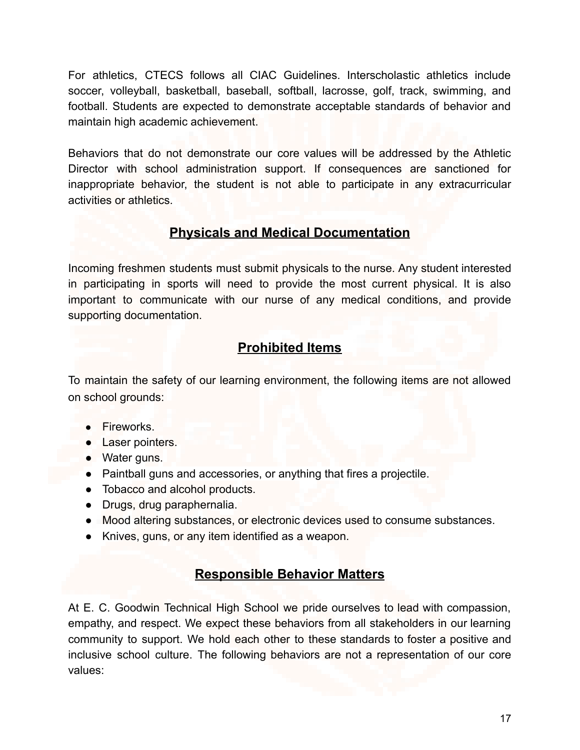For athletics, CTECS follows all CIAC Guidelines. Interscholastic athletics include soccer, volleyball, basketball, baseball, softball, lacrosse, golf, track, swimming, and football. Students are expected to demonstrate acceptable standards of behavior and maintain high academic achievement.

Behaviors that do not demonstrate our core values will be addressed by the Athletic Director with school administration support. If consequences are sanctioned for inappropriate behavior, the student is not able to participate in any extracurricular activities or athletics.

## Physicals and Medical Documentation

Incoming freshmen students must submit physicals to the nurse. Any student interested in participating in sports will need to provide the most current physical. It is also important to communicate with our nurse of any medical conditions, and provide supporting documentation.

## Prohibited Items

To maintain the safety of our learning environment, the following items are not allowed on school grounds:

- Fireworks.
- Laser pointers.
- Water guns.
- Paintball guns and accessories, or anything that fires a projectile.
- Tobacco and alcohol products.
- Drugs, drug paraphernalia.
- Mood altering substances, or electronic devices used to consume substances.
- Knives, guns, or any item identified as a weapon.

## Responsible Behavior Matters

At E. C. Goodwin Technical High School we pride ourselves to lead with compassion, empathy, and respect. We expect these behaviors from all stakeholders in our learning community to support. We hold each other to these standards to foster a positive and inclusive school culture. The following behaviors are not a representation of our core values: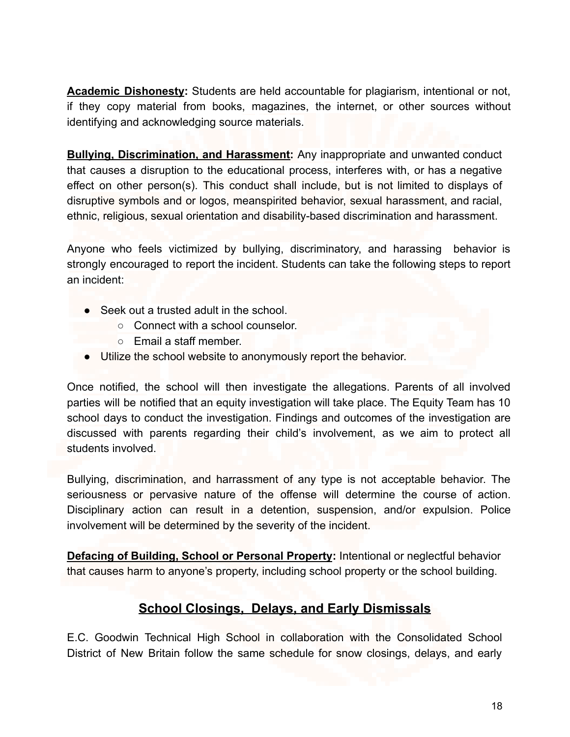**Academic Dishonesty:** Students are held accountable for plagiarism, intentional or not, if they copy material from books, magazines, the internet, or other sources without identifying and acknowledging source materials.

**Bullying, Discrimination, and Harassment:** Any inappropriate and unwanted conduct that causes a disruption to the educational process, interferes with, or has a negative effect on other person(s). This conduct shall include, but is not limited to displays of disruptive symbols and or logos, meanspirited behavior, sexual harassment, and racial, ethnic, religious, sexual orientation and disability-based discrimination and harassment.

Anyone who feels victimized by bullying, discriminatory, and harassing behavior is strongly encouraged to report the incident. Students can take the following steps to report an incident:

- Seek out a trusted adult in the school.
    - Connect with a school counselor.
    - Email a staff member.
- Utilize the school website to anonymously report the behavior.

Once notified, the school will then investigate the allegations. Parents of all involved parties will be notified that an equity investigation will take place. The Equity Team has 10 school days to conduct the investigation. Findings and outcomes of the investigation are discussed with parents regarding their child's involvement, as we aim to protect all students involved.

Bullying, discrimination, and harrassment of any type is not acceptable behavior. The seriousness or pervasive nature of the offense will determine the course of action. Disciplinary action can result in a detention, suspension, and/or expulsion. Police involvement will be determined by the severity of the incident.

**Defacing of Building, School or Personal Property:** Intentional or neglectful behavior that causes harm to anyone's property, including school property or the school building.

## School Closings, Delays, and Early Dismissals

E.C. Goodwin Technical High School in collaboration with the Consolidated School District of New Britain follow the same schedule for snow closings, delays, and early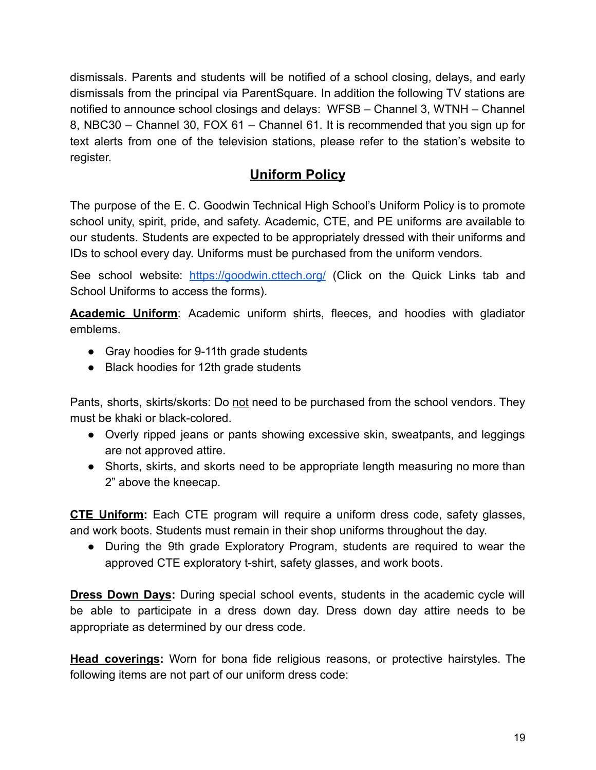dismissals. Parents and students will be notified of a school closing, delays, and early dismissals from the principal via ParentSquare. In addition the following TV stations are notified to announce school closings and delays: WFSB – Channel 3, WTNH – Channel 8, NBC30 – Channel 30, FOX 61 – Channel 61. It is recommended that you sign up for text alerts from one of the television stations, please refer to the station's website to register.

## Uniform Policy

The purpose of the E. C. Goodwin Technical High School's Uniform Policy is to promote school unity, spirit, pride, and safety. Academic, CTE, and PE uniforms are available to our students. Students are expected to be appropriately dressed with their uniforms and IDs to school every day. Uniforms must be purchased from the uniform vendors.

See school website: [https://goodwin.cttech.org/](https://goodwin.cttech.org/) (Click on the Quick Links tab and School Uniforms to access the forms).

**Academic Uniform**: Academic uniform shirts, fleeces, and hoodies with gladiator emblems.

- Gray hoodies for 9-11th grade students
- Black hoodies for 12th grade students

Pants, shorts, skirts/skorts: Do not need to be purchased from the school vendors. They must be khaki or black-colored.

- Overly ripped jeans or pants showing excessive skin, sweatpants, and leggings are not approved attire.
- Shorts, skirts, and skorts need to be appropriate length measuring no more than 2" above the kneecap.

**CTE Uniform:** Each CTE program will require a uniform dress code, safety glasses, and work boots. Students must remain in their shop uniforms throughout the day.

- During the 9th grade Exploratory Program, students are required to wear the approved CTE exploratory t-shirt, safety glasses, and work boots.

**Dress Down Days:** During special school events, students in the academic cycle will be able to participate in a dress down day. Dress down day attire needs to be appropriate as determined by our dress code.

**Head coverings:** Worn for bona fide religious reasons, or protective hairstyles. The following items are not part of our uniform dress code: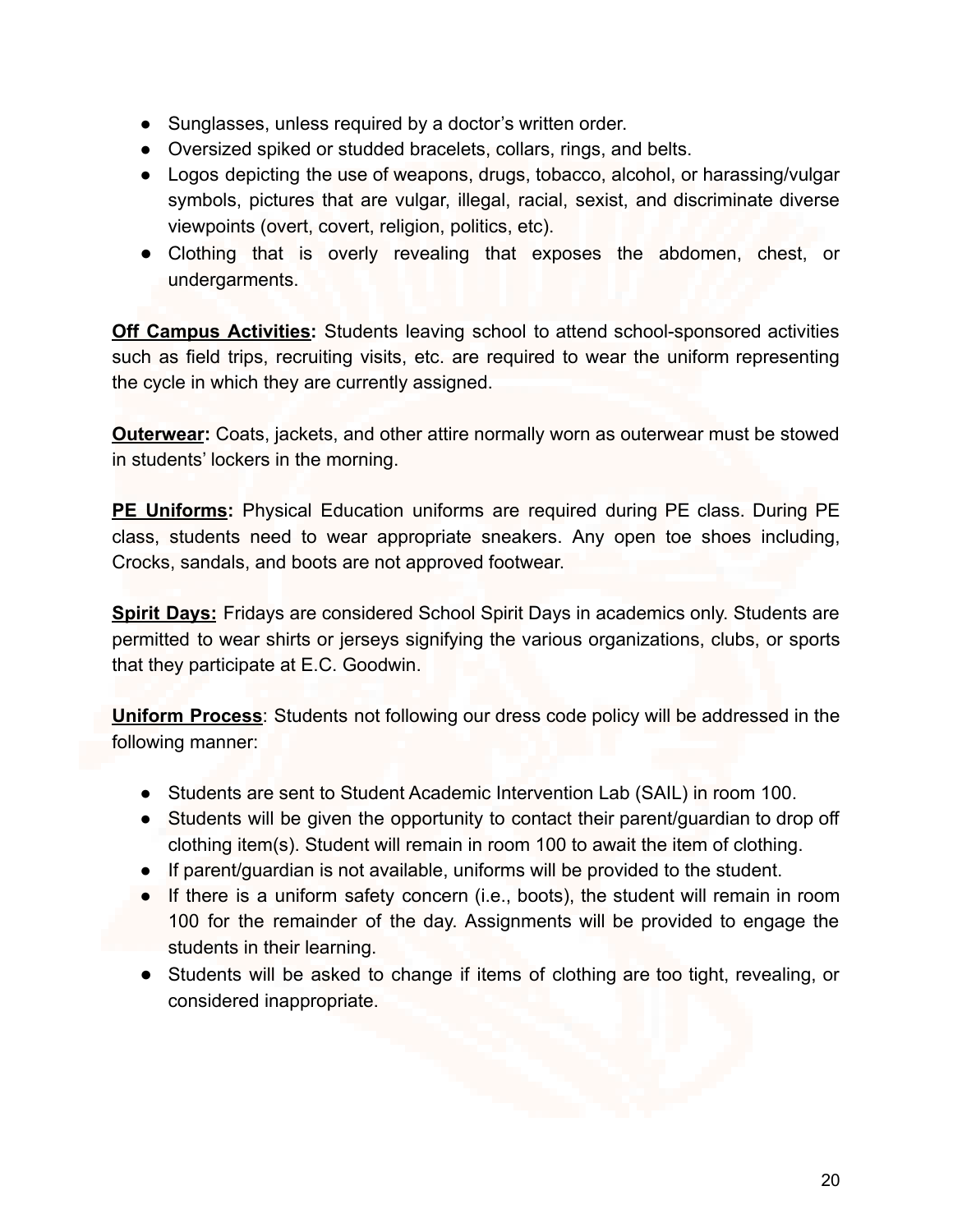- Sunglasses, unless required by a doctor's written order.
- Oversized spiked or studded bracelets, collars, rings, and belts.
- Logos depicting the use of weapons, drugs, tobacco, alcohol, or harassing/vulgar symbols, pictures that are vulgar, illegal, racial, sexist, and discriminate diverse viewpoints (overt, covert, religion, politics, etc).
- Clothing that is overly revealing that exposes the abdomen, chest, or undergarments.

**Off Campus Activities:** Students leaving school to attend school-sponsored activities such as field trips, recruiting visits, etc. are required to wear the uniform representing the cycle in which they are currently assigned.

**Outerwear:** Coats, jackets, and other attire normally worn as outerwear must be stowed in students' lockers in the morning.

**PE Uniforms:** Physical Education uniforms are required during PE class. During PE class, students need to wear appropriate sneakers. Any open toe shoes including, Crocks, sandals, and boots are not approved footwear.

**Spirit Days:** Fridays are considered School Spirit Days in academics only. Students are permitted to wear shirts or jerseys signifying the various organizations, clubs, or sports that they participate at E.C. Goodwin.

**Uniform Process**: Students not following our dress code policy will be addressed in the following manner:

- Students are sent to Student Academic Intervention Lab (SAIL) in room 100.
- Students will be given the opportunity to contact their parent/guardian to drop off clothing item(s). Student will remain in room 100 to await the item of clothing.
- If parent/guardian is not available, uniforms will be provided to the student.
- If there is a uniform safety concern (i.e., boots), the student will remain in room 100 for the remainder of the day. Assignments will be provided to engage the students in their learning.
- Students will be asked to change if items of clothing are too tight, revealing, or considered inappropriate.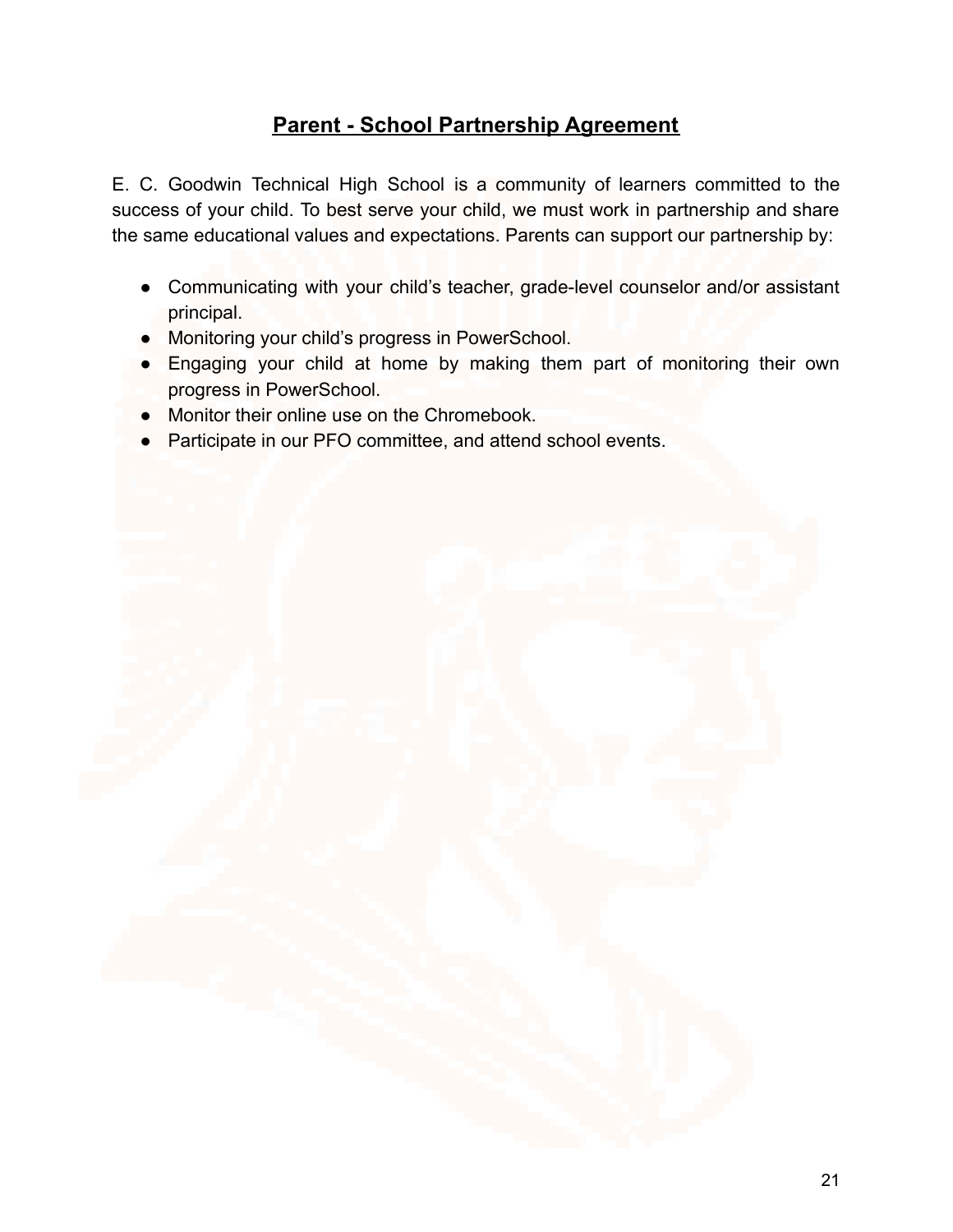## Parent - School Partnership Agreement

E. C. Goodwin Technical High School is a community of learners committed to the success of your child. To best serve your child, we must work in partnership and share the same educational values and expectations. Parents can support our partnership by:

- Communicating with your child's teacher, grade-level counselor and/or assistant principal.
- Monitoring your child's progress in PowerSchool.
- Engaging your child at home by making them part of monitoring their own progress in PowerSchool.
- Monitor their online use on the Chromebook.
- Participate in our PFO committee, and attend school events.